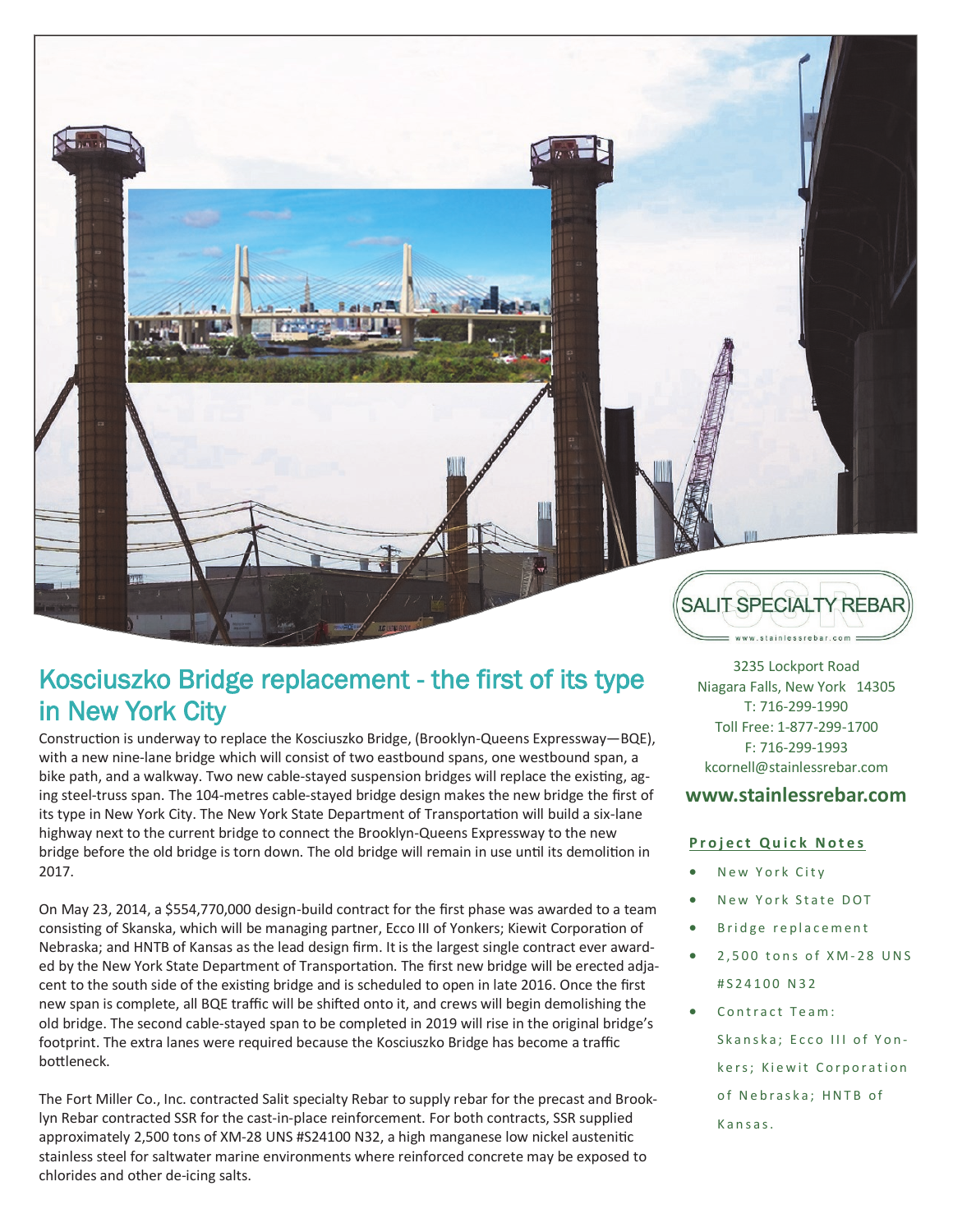SALIT SPECIALTY REBAR

www.stainlessrebar.com

3235 Lockport Road
Niagara Falls, New York 14305
T: 716-299-1990
Toll Free: 1-877-299-1700
F: 716-299-1993
kcornell@stainlessrebar.com

**www.stainlessrebar.com**

# Kosciuszko Bridge replacement - the first of its type in New York City

Construction is underway to replace the Kosciuszko Bridge, (Brooklyn-Queens Expressway—BQE), with a new nine-lane bridge which will consist of two eastbound spans, one westbound span, a bike path, and a walkway. Two new cable-stayed suspension bridges will replace the existing, aging steel-truss span. The 104-metres cable-stayed bridge design makes the new bridge the first of its type in New York City. The New York State Department of Transportation will build a six-lane highway next to the current bridge to connect the Brooklyn-Queens Expressway to the new bridge before the old bridge is torn down. The old bridge will remain in use until its demolition in 2017.

On May 23, 2014, a $554,770,000 design-build contract for the first phase was awarded to a team consisting of Skanska, which will be managing partner, Ecco III of Yonkers; Kiewit Corporation of Nebraska; and HNTB of Kansas as the lead design firm. It is the largest single contract ever awarded by the New York State Department of Transportation. The first new bridge will be erected adjacent to the south side of the existing bridge and is scheduled to open in late 2016. Once the first new span is complete, all BQE traffic will be shifted onto it, and crews will begin demolishing the old bridge. The second cable-stayed span to be completed in 2019 will rise in the original bridge's footprint. The extra lanes were required because the Kosciuszko Bridge has become a traffic bottleneck.

The Fort Miller Co., Inc. contracted Salit specialty Rebar to supply rebar for the precast and Brooklyn Rebar contracted SSR for the cast-in-place reinforcement. For both contracts, SSR supplied approximately 2,500 tons of XM-28 UNS #S24100 N32, a high manganese low nickel austenitic stainless steel for saltwater marine environments where reinforced concrete may be exposed to chlorides and other de-icing salts.

## Project Quick Notes

- New York City
- New York State DOT
- Bridge replacement
- 2,500 tons of XM-28 UNS #S24100 N32
- Contract Team: Skanska; Ecco III of Yonkers; Kiewit Corporation of Nebraska; HNTB of Kansas.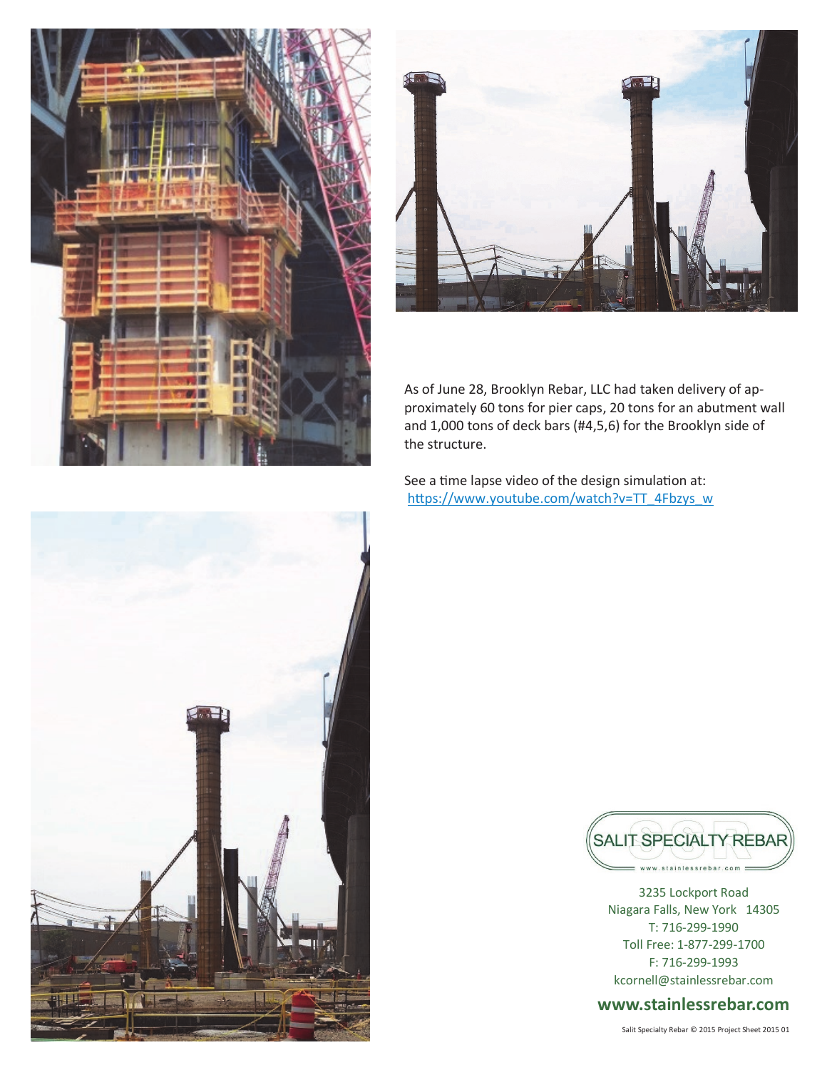As of June 28, Brooklyn Rebar, LLC had taken delivery of approximately 60 tons for pier caps, 20 tons for an abutment wall and 1,000 tons of deck bars (#4,5,6) for the Brooklyn side of the structure.

See a time lapse video of the design simulation at: https://www.youtube.com/watch?v=TT_4Fbzys_w

SALIT SPECIALTY REBAR
www.stainlessrebar.com

3235 Lockport Road
Niagara Falls, New York 14305
T: 716-299-1990
Toll Free: 1-877-299-1700
F: 716-299-1993
kcornell@stainlessrebar.com

**www.stainlessrebar.com**

Salit Specialty Rebar © 2015 Project Sheet 2015 01